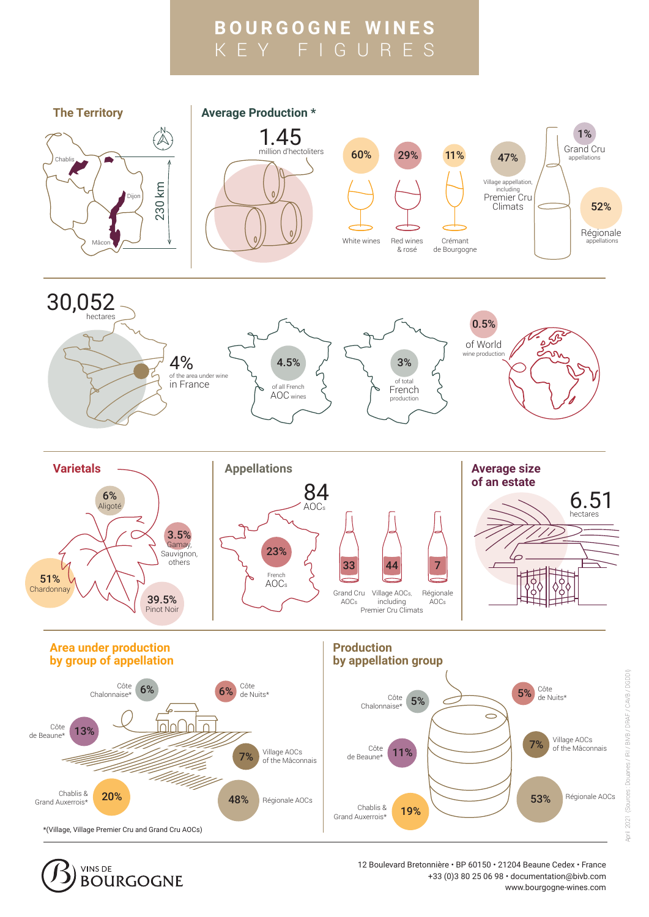# BOURGOGNE WINES
## KEY FIGURES

### The Territory

Chablis
Dijon
Mâcon
230 km

### Average Production *

**1.45** million d'hectoliters

- **60%** White wines
- **29%** Red wines & rosé
- **11%** Crémant de Bourgogne

- **1%** Grand Cru appellations
- **47%** Village appellation, including Premier Cru Climats
- **52%** Régionale appellations

---

**30,052** hectares

**4%** of the area under wine in France

**4.5%** of all French AOC wines

**3%** of total French production

**0.5%** of World wine production

---

### Varietals

- **6%** Aligoté
- **3.5%** Gamay, Sauvignon, others
- **51%** Chardonnay
- **39.5%** Pinot Noir

### Appellations

**84** AOCs

**23%** French AOCs

- **33** Grand Cru AOCs
- **44** Village AOCs, including Premier Cru Climats
- **7** Régionale AOCs

### Average size of an estate

**6.51** hectares

---

### Area under production by group of appellation

- Côte Chalonnaise* **6%**
- Côte de Nuits* **6%**
- Côte de Beaune* **13%**
- Village AOCs of the Mâconnais **7%**
- Chablis & Grand Auxerrois* **20%**
- Régionale AOCs **48%**

*(Village, Village Premier Cru and Grand Cru AOCs)

### Production by appellation group

- Côte Chalonnaise* **5%**
- Côte de Nuits* **5%**
- Côte de Beaune* **11%**
- Village AOCs of the Mâconnais **7%**
- Chablis & Grand Auxerrois* **19%**
- Régionale AOCs **53%**

April 2021 (Sources: Douanes / IRI / BIVB / DRAF / CAVB / DGDDI)

---

VINS DE BOURGOGNE

12 Boulevard Bretonnière • BP 60150 • 21204 Beaune Cedex • France
+33 (0)3 80 25 06 98 • documentation@bivb.com
www.bourgogne-wines.com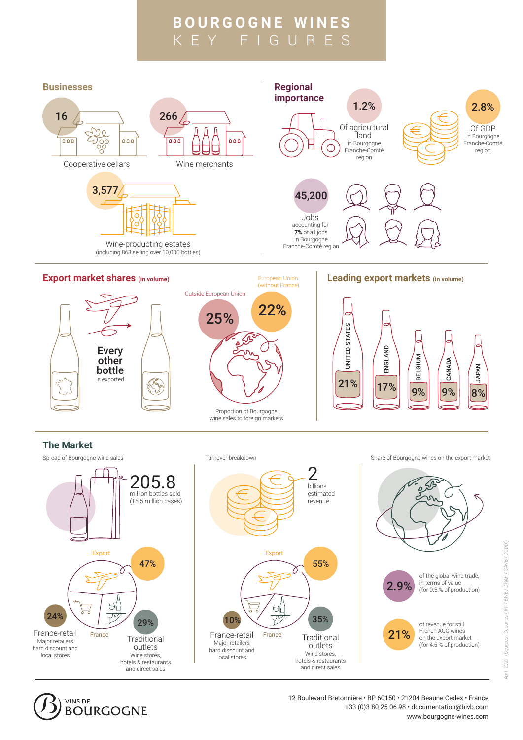# BOURGOGNE WINES
## KEY FIGURES

## Businesses

16
Cooperative cellars

266
Wine merchants

3,577
Wine-producting estates
(including 863 selling over 10,000 bottles)

## Regional importance

1.2%
Of agricultural land
in Bourgogne Franche-Comté region

2.8%
Of GDP
in Bourgogne Franche-Comté region

45,200
Jobs
accounting for **7%** of all jobs in Bourgogne Franche-Comté region

## Export market shares (in volume)

**Every other bottle** is exported

Outside European Union
25%

European Union (without France)
22%

Proportion of Bourgogne wine sales to foreign markets

## Leading export markets (in volume)

UNITED STATES 21%
ENGLAND 17%
BELGIUM 9%
CANADA 9%
JAPAN 8%

## The Market

### Spread of Bourgogne wine sales

205.8
million bottles sold
(15.5 million cases)

Export
47%

France

24%
France-retail
Major retailers hard discount and local stores

29%
Traditional outlets
Wine stores, hotels & restaurants and direct sales

### Turnover breakdown

2
billions estimated revenue

Export
55%

France

10%
France-retail
Major retailers hard discount and local stores

35%
Traditional outlets
Wine stores, hotels & restaurants and direct sales

### Share of Bourgogne wines on the export market

2.9%
of the global wine trade, in terms of value
(for 0.5 % of production)

21%
of revenue for still French AOC wines on the export market
(for 4.5 % of production)

April 2021 (Sources: Douanes / IRI / BIVB / DRAF / CAVB / DGDDI)

VINS DE BOURGOGNE

12 Boulevard Bretonnière • BP 60150 • 21204 Beaune Cedex • France
+33 (0)3 80 25 06 98 • documentation@bivb.com
www.bourgogne-wines.com